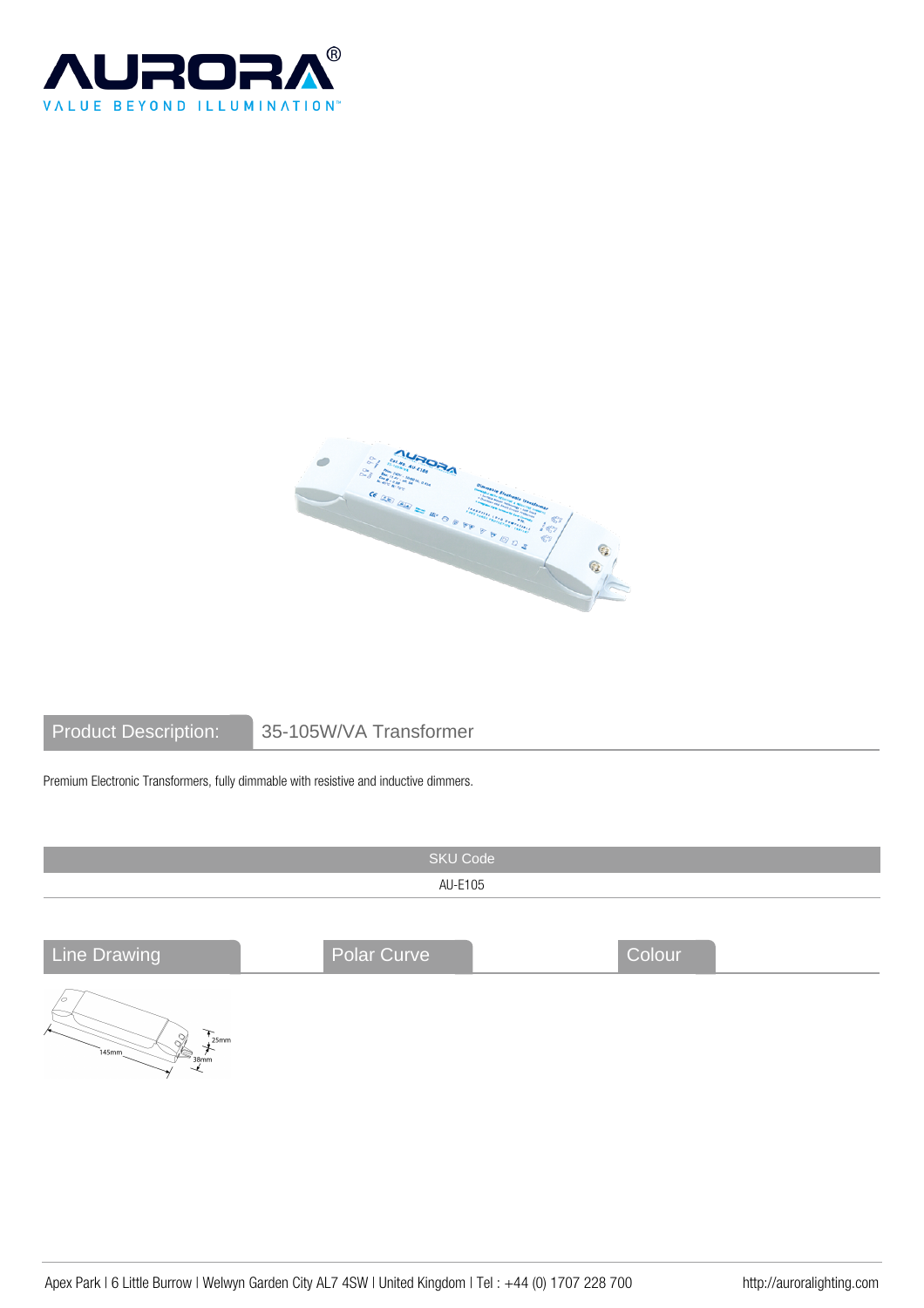AURORA®

VALUE BEYOND ILLUMINATION™

## Product Description: 35-105W/VA Transformer

Premium Electronic Transformers, fully dimmable with resistive and inductive dimmers.

| SKU Code |
| --- |
| AU-E105 |

## Line Drawing

145mm

25mm

38mm

## Polar Curve

## Colour

Apex Park | 6 Little Burrow | Welwyn Garden City AL7 4SW | United Kingdom | Tel : +44 (0) 1707 228 700 http://auroralighting.com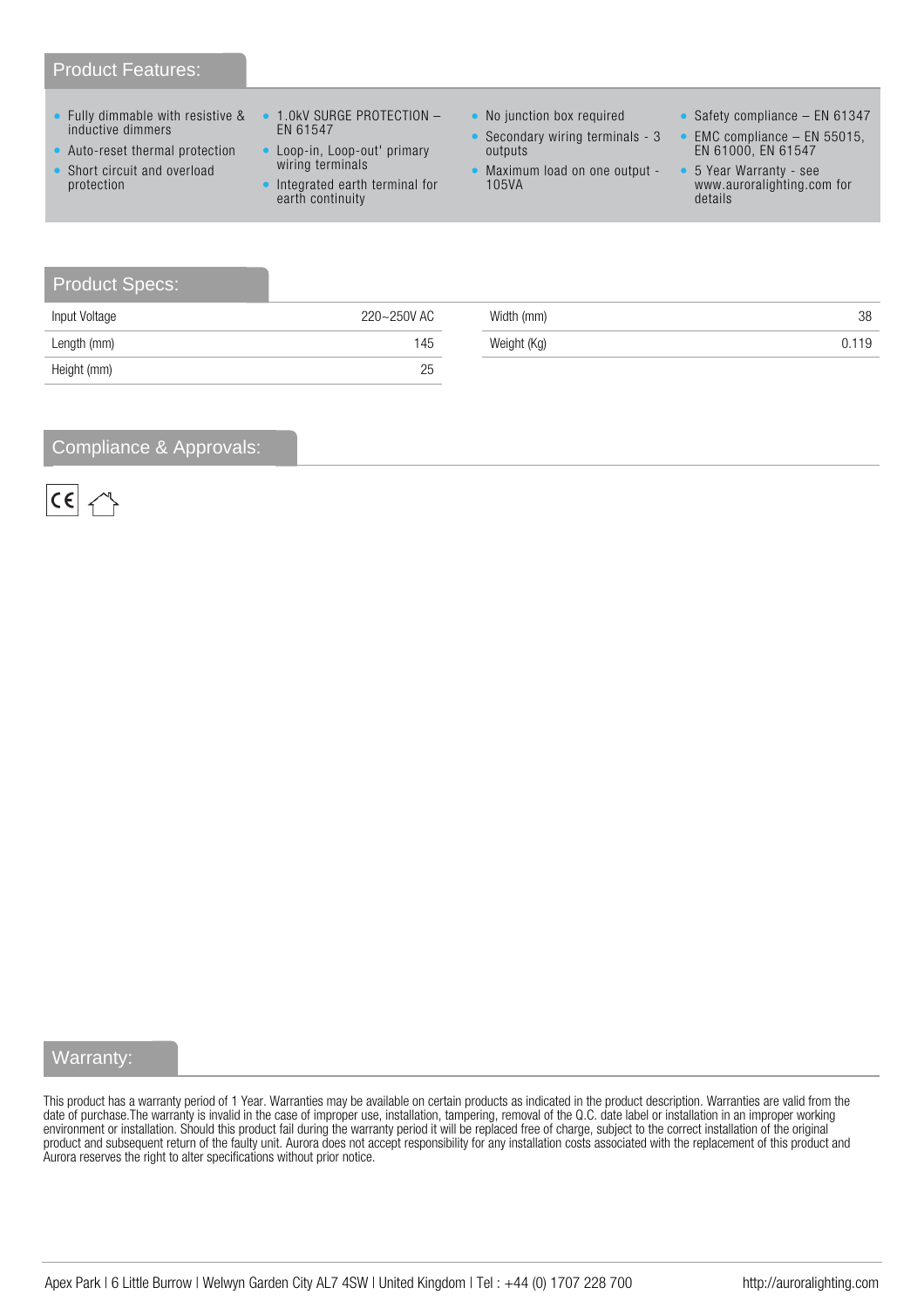## Product Features:

- Fully dimmable with resistive & inductive dimmers
- Auto-reset thermal protection
- Short circuit and overload protection
- 1.0kV SURGE PROTECTION – EN 61547
- Loop-in, Loop-out' primary wiring terminals
- Integrated earth terminal for earth continuity
- No junction box required
- Secondary wiring terminals - 3 outputs
- Maximum load on one output - 105VA
- Safety compliance – EN 61347
- EMC compliance – EN 55015, EN 61000, EN 61547
- 5 Year Warranty - see www.auroralighting.com for details

## Product Specs:

| | | | |
|---|---|---|---|
| Input Voltage | 220~250V AC | Width (mm) | 38 |
| Length (mm) | 145 | Weight (Kg) | 0.119 |
| Height (mm) | 25 | | |

## Compliance & Approvals:

CE

## Warranty:

This product has a warranty period of 1 Year. Warranties may be available on certain products as indicated in the product description. Warranties are valid from the date of purchase.The warranty is invalid in the case of improper use, installation, tampering, removal of the Q.C. date label or installation in an improper working environment or installation. Should this product fail during the warranty period it will be replaced free of charge, subject to the correct installation of the original product and subsequent return of the faulty unit. Aurora does not accept responsibility for any installation costs associated with the replacement of this product and Aurora reserves the right to alter specifications without prior notice.

Apex Park | 6 Little Burrow | Welwyn Garden City AL7 4SW | United Kingdom | Tel : +44 (0) 1707 228 700 http://auroralighting.com